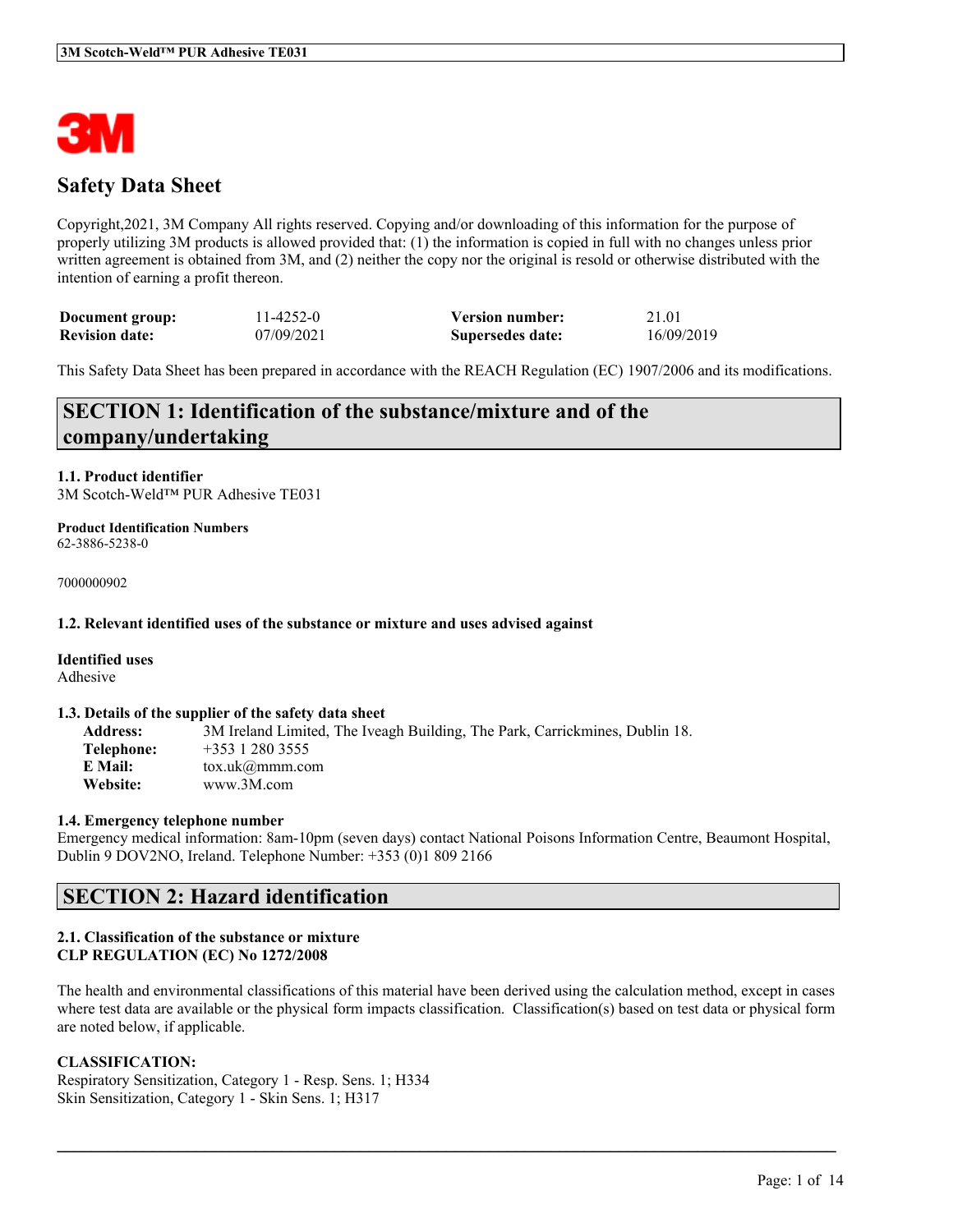# Safety Data Sheet

Copyright,2021, 3M Company All rights reserved. Copying and/or downloading of this information for the purpose of properly utilizing 3M products is allowed provided that: (1) the information is copied in full with no changes unless prior written agreement is obtained from 3M, and (2) neither the copy nor the original is resold or otherwise distributed with the intention of earning a profit thereon.

| | | | |
|---|---|---|---|
| **Document group:** | 11-4252-0 | **Version number:** | 21.01 |
| **Revision date:** | 07/09/2021 | **Supersedes date:** | 16/09/2019 |

This Safety Data Sheet has been prepared in accordance with the REACH Regulation (EC) 1907/2006 and its modifications.

## SECTION 1: Identification of the substance/mixture and of the company/undertaking

**1.1. Product identifier**
3M Scotch-Weld™ PUR Adhesive TE031

**Product Identification Numbers**
62-3886-5238-0

7000000902

**1.2. Relevant identified uses of the substance or mixture and uses advised against**

**Identified uses**
Adhesive

**1.3. Details of the supplier of the safety data sheet**

**Address:** 3M Ireland Limited, The Iveagh Building, The Park, Carrickmines, Dublin 18.
**Telephone:** +353 1 280 3555
**E Mail:** tox.uk@mmm.com
**Website:** www.3M.com

**1.4. Emergency telephone number**
Emergency medical information: 8am-10pm (seven days) contact National Poisons Information Centre, Beaumont Hospital, Dublin 9 DOV2NO, Ireland. Telephone Number: +353 (0)1 809 2166

## SECTION 2: Hazard identification

**2.1. Classification of the substance or mixture**
**CLP REGULATION (EC) No 1272/2008**

The health and environmental classifications of this material have been derived using the calculation method, except in cases where test data are available or the physical form impacts classification. Classification(s) based on test data or physical form are noted below, if applicable.

**CLASSIFICATION:**
Respiratory Sensitization, Category 1 - Resp. Sens. 1; H334
Skin Sensitization, Category 1 - Skin Sens. 1; H317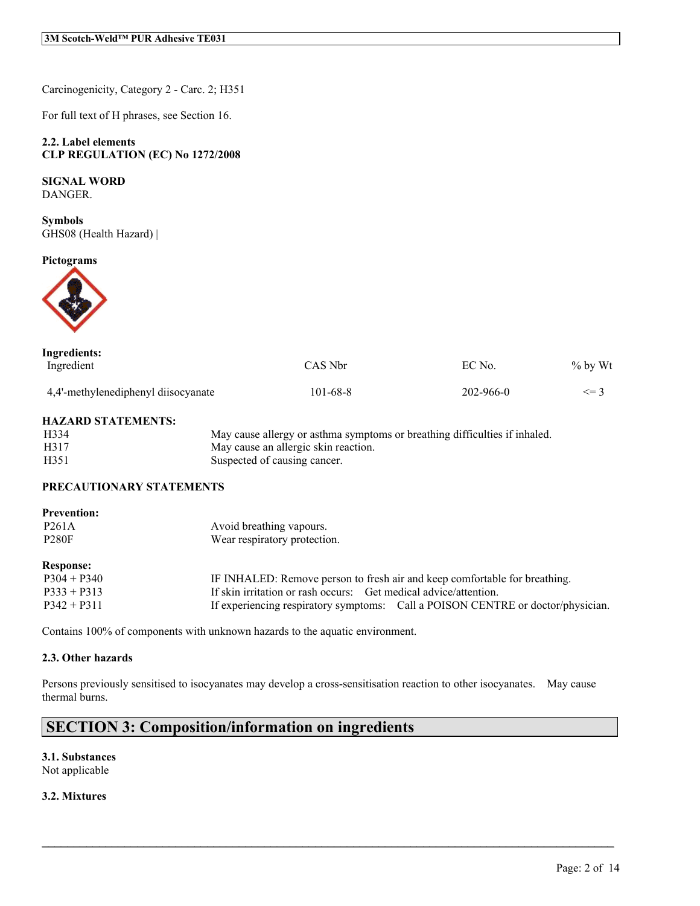Carcinogenicity, Category 2 - Carc. 2; H351

For full text of H phrases, see Section 16.

**2.2. Label elements**
**CLP REGULATION (EC) No 1272/2008**

**SIGNAL WORD**
DANGER.

**Symbols**
GHS08 (Health Hazard) |

**Pictograms**

**Ingredients:**

| Ingredient | CAS Nbr | EC No. | % by Wt |
|---|---|---|---|
| 4,4'-methylenediphenyl diisocyanate | 101-68-8 | 202-966-0 | <= 3 |

**HAZARD STATEMENTS:**

| | |
|---|---|
| H334 | May cause allergy or asthma symptoms or breathing difficulties if inhaled. |
| H317 | May cause an allergic skin reaction. |
| H351 | Suspected of causing cancer. |

**PRECAUTIONARY STATEMENTS**

**Prevention:**

| | |
|---|---|
| P261A | Avoid breathing vapours. |
| P280F | Wear respiratory protection. |

**Response:**

| | |
|---|---|
| P304 + P340 | IF INHALED: Remove person to fresh air and keep comfortable for breathing. |
| P333 + P313 | If skin irritation or rash occurs: Get medical advice/attention. |
| P342 + P311 | If experiencing respiratory symptoms: Call a POISON CENTRE or doctor/physician. |

Contains 100% of components with unknown hazards to the aquatic environment.

**2.3. Other hazards**

Persons previously sensitised to isocyanates may develop a cross-sensitisation reaction to other isocyanates. May cause thermal burns.

## SECTION 3: Composition/information on ingredients

**3.1. Substances**
Not applicable

**3.2. Mixtures**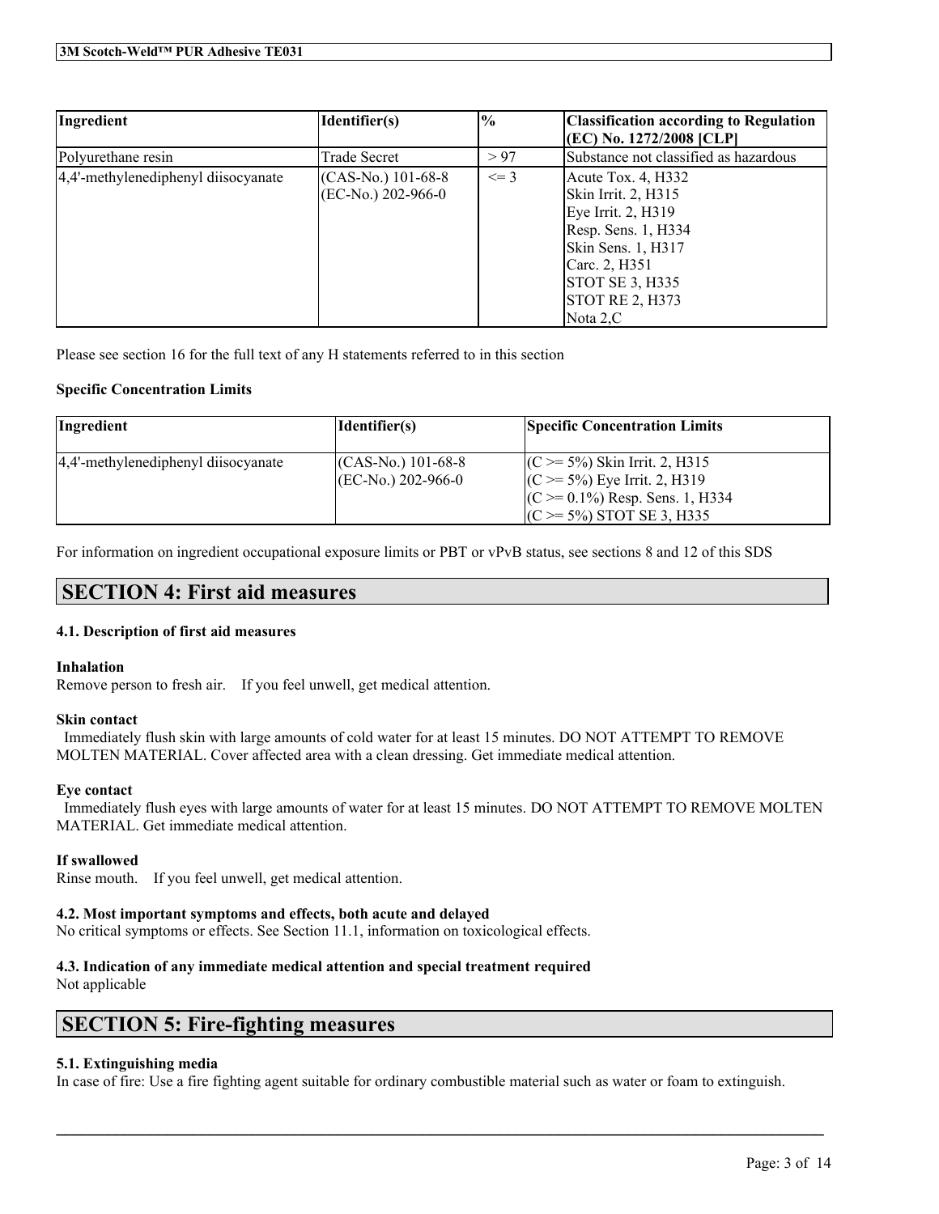| Ingredient | Identifier(s) | % | Classification according to Regulation (EC) No. 1272/2008 [CLP] |
|---|---|---|---|
| Polyurethane resin | Trade Secret | > 97 | Substance not classified as hazardous |
| 4,4'-methylenediphenyl diisocyanate | (CAS-No.) 101-68-8<br>(EC-No.) 202-966-0 | <= 3 | Acute Tox. 4, H332<br>Skin Irrit. 2, H315<br>Eye Irrit. 2, H319<br>Resp. Sens. 1, H334<br>Skin Sens. 1, H317<br>Carc. 2, H351<br>STOT SE 3, H335<br>STOT RE 2, H373<br>Nota 2,C |

Please see section 16 for the full text of any H statements referred to in this section

**Specific Concentration Limits**

| Ingredient | Identifier(s) | Specific Concentration Limits |
|---|---|---|
| 4,4'-methylenediphenyl diisocyanate | (CAS-No.) 101-68-8<br>(EC-No.) 202-966-0 | (C >= 5%) Skin Irrit. 2, H315<br>(C >= 5%) Eye Irrit. 2, H319<br>(C >= 0.1%) Resp. Sens. 1, H334<br>(C >= 5%) STOT SE 3, H335 |

For information on ingredient occupational exposure limits or PBT or vPvB status, see sections 8 and 12 of this SDS

## SECTION 4: First aid measures

### 4.1. Description of first aid measures

**Inhalation**

Remove person to fresh air. If you feel unwell, get medical attention.

**Skin contact**

Immediately flush skin with large amounts of cold water for at least 15 minutes. DO NOT ATTEMPT TO REMOVE MOLTEN MATERIAL. Cover affected area with a clean dressing. Get immediate medical attention.

**Eye contact**

Immediately flush eyes with large amounts of water for at least 15 minutes. DO NOT ATTEMPT TO REMOVE MOLTEN MATERIAL. Get immediate medical attention.

**If swallowed**

Rinse mouth. If you feel unwell, get medical attention.

### 4.2. Most important symptoms and effects, both acute and delayed

No critical symptoms or effects. See Section 11.1, information on toxicological effects.

### 4.3. Indication of any immediate medical attention and special treatment required

Not applicable

## SECTION 5: Fire-fighting measures

### 5.1. Extinguishing media

In case of fire: Use a fire fighting agent suitable for ordinary combustible material such as water or foam to extinguish.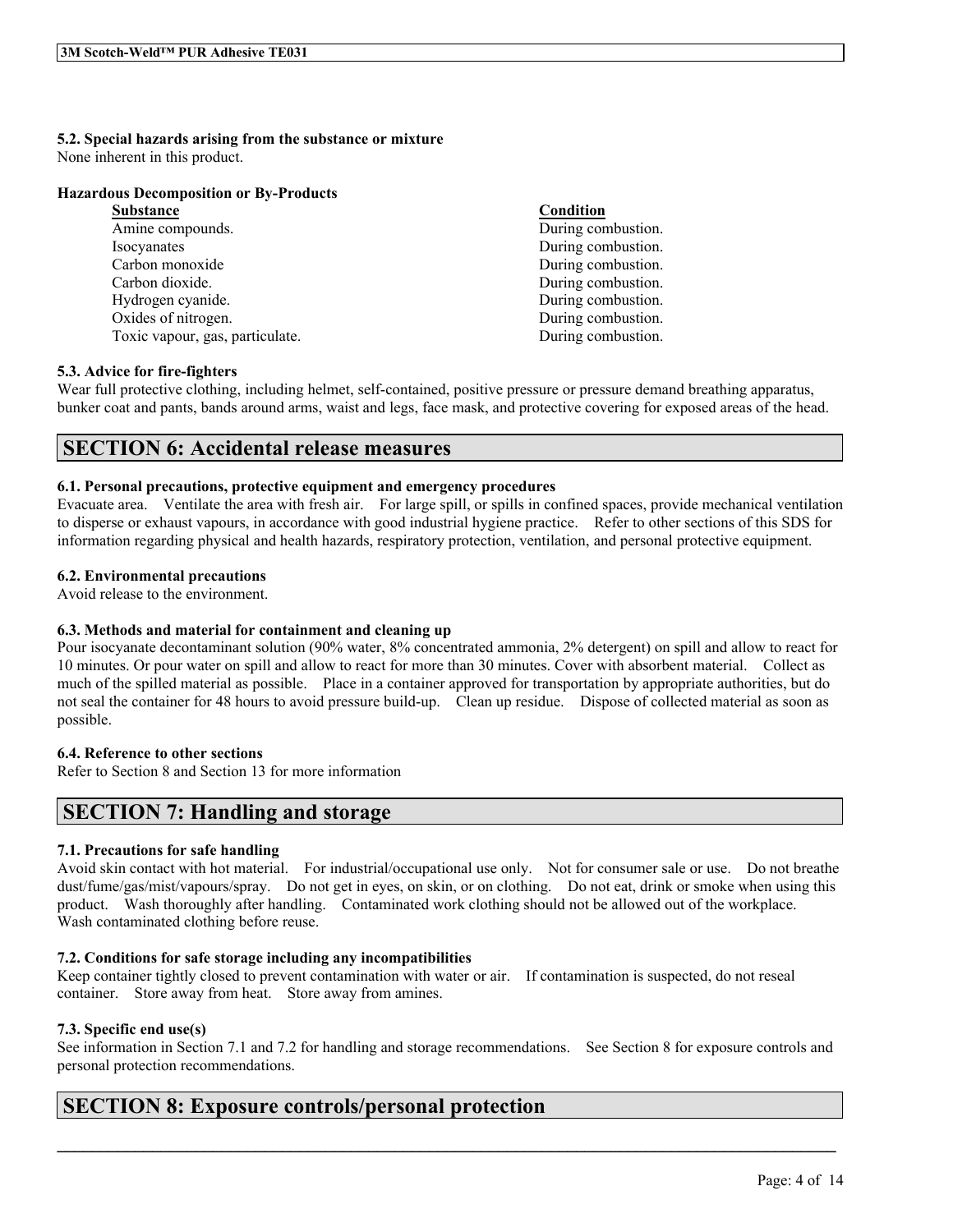### 5.2. Special hazards arising from the substance or mixture

None inherent in this product.

**Hazardous Decomposition or By-Products**

| Substance | Condition |
| --- | --- |
| Amine compounds. | During combustion. |
| Isocyanates | During combustion. |
| Carbon monoxide | During combustion. |
| Carbon dioxide. | During combustion. |
| Hydrogen cyanide. | During combustion. |
| Oxides of nitrogen. | During combustion. |
| Toxic vapour, gas, particulate. | During combustion. |

### 5.3. Advice for fire-fighters

Wear full protective clothing, including helmet, self-contained, positive pressure or pressure demand breathing apparatus, bunker coat and pants, bands around arms, waist and legs, face mask, and protective covering for exposed areas of the head.

## SECTION 6: Accidental release measures

### 6.1. Personal precautions, protective equipment and emergency procedures

Evacuate area. Ventilate the area with fresh air. For large spill, or spills in confined spaces, provide mechanical ventilation to disperse or exhaust vapours, in accordance with good industrial hygiene practice. Refer to other sections of this SDS for information regarding physical and health hazards, respiratory protection, ventilation, and personal protective equipment.

### 6.2. Environmental precautions

Avoid release to the environment.

### 6.3. Methods and material for containment and cleaning up

Pour isocyanate decontaminant solution (90% water, 8% concentrated ammonia, 2% detergent) on spill and allow to react for 10 minutes. Or pour water on spill and allow to react for more than 30 minutes. Cover with absorbent material. Collect as much of the spilled material as possible. Place in a container approved for transportation by appropriate authorities, but do not seal the container for 48 hours to avoid pressure build-up. Clean up residue. Dispose of collected material as soon as possible.

### 6.4. Reference to other sections

Refer to Section 8 and Section 13 for more information

## SECTION 7: Handling and storage

### 7.1. Precautions for safe handling

Avoid skin contact with hot material. For industrial/occupational use only. Not for consumer sale or use. Do not breathe dust/fume/gas/mist/vapours/spray. Do not get in eyes, on skin, or on clothing. Do not eat, drink or smoke when using this product. Wash thoroughly after handling. Contaminated work clothing should not be allowed out of the workplace. Wash contaminated clothing before reuse.

### 7.2. Conditions for safe storage including any incompatibilities

Keep container tightly closed to prevent contamination with water or air. If contamination is suspected, do not reseal container. Store away from heat. Store away from amines.

### 7.3. Specific end use(s)

See information in Section 7.1 and 7.2 for handling and storage recommendations. See Section 8 for exposure controls and personal protection recommendations.

## SECTION 8: Exposure controls/personal protection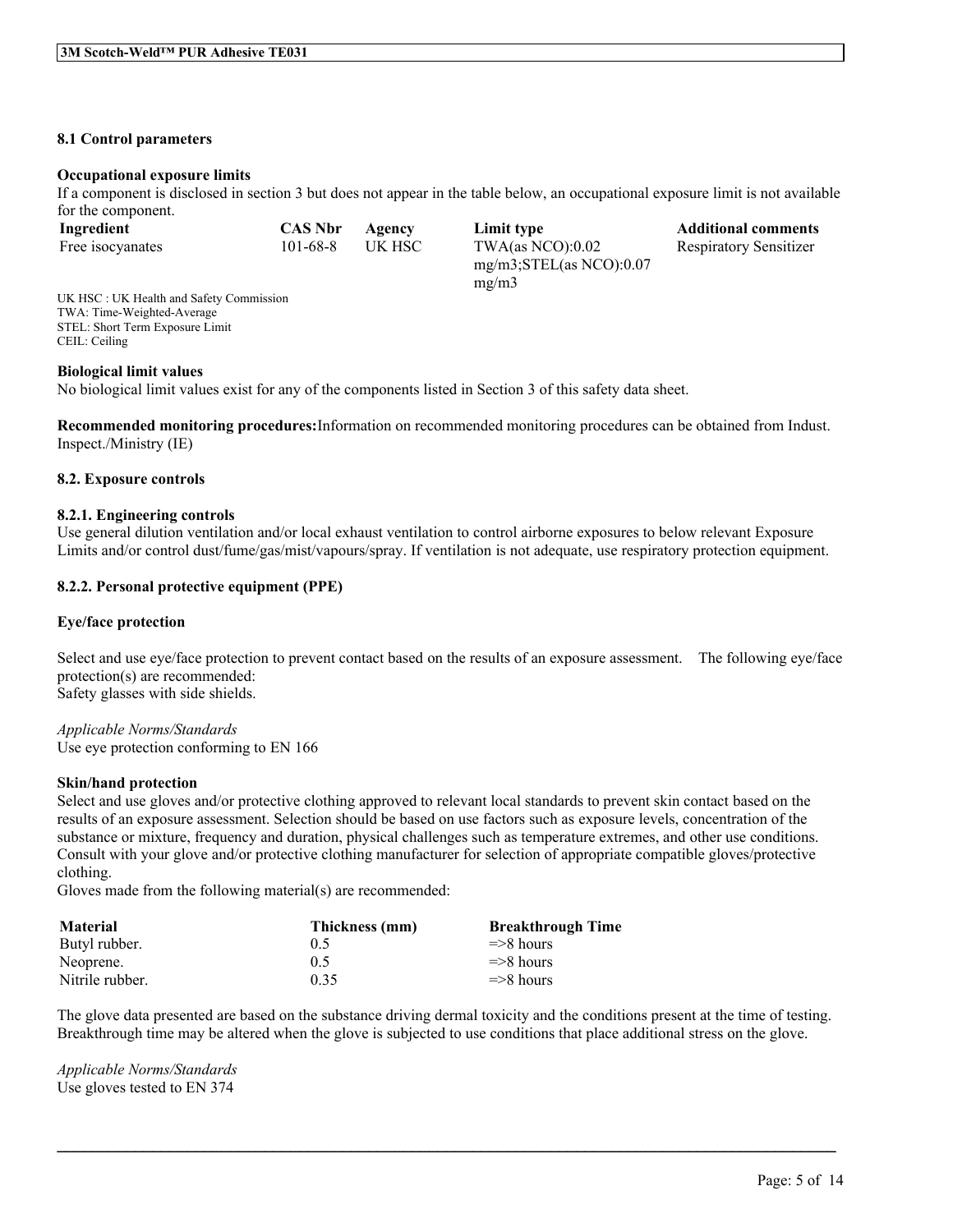### 8.1 Control parameters

**Occupational exposure limits**

If a component is disclosed in section 3 but does not appear in the table below, an occupational exposure limit is not available for the component.

| Ingredient | CAS Nbr | Agency | Limit type | Additional comments |
|---|---|---|---|---|
| Free isocyanates | 101-68-8 | UK HSC | TWA(as NCO):0.02 mg/m3;STEL(as NCO):0.07 mg/m3 | Respiratory Sensitizer |

UK HSC : UK Health and Safety Commission
TWA: Time-Weighted-Average
STEL: Short Term Exposure Limit
CEIL: Ceiling

**Biological limit values**

No biological limit values exist for any of the components listed in Section 3 of this safety data sheet.

**Recommended monitoring procedures:** Information on recommended monitoring procedures can be obtained from Indust. Inspect./Ministry (IE)

### 8.2. Exposure controls

#### 8.2.1. Engineering controls

Use general dilution ventilation and/or local exhaust ventilation to control airborne exposures to below relevant Exposure Limits and/or control dust/fume/gas/mist/vapours/spray. If ventilation is not adequate, use respiratory protection equipment.

#### 8.2.2. Personal protective equipment (PPE)

**Eye/face protection**

Select and use eye/face protection to prevent contact based on the results of an exposure assessment. The following eye/face protection(s) are recommended:
Safety glasses with side shields.

*Applicable Norms/Standards*
Use eye protection conforming to EN 166

**Skin/hand protection**

Select and use gloves and/or protective clothing approved to relevant local standards to prevent skin contact based on the results of an exposure assessment. Selection should be based on use factors such as exposure levels, concentration of the substance or mixture, frequency and duration, physical challenges such as temperature extremes, and other use conditions. Consult with your glove and/or protective clothing manufacturer for selection of appropriate compatible gloves/protective clothing.
Gloves made from the following material(s) are recommended:

| Material | Thickness (mm) | Breakthrough Time |
|---|---|---|
| Butyl rubber. | 0.5 | =>8 hours |
| Neoprene. | 0.5 | =>8 hours |
| Nitrile rubber. | 0.35 | =>8 hours |

The glove data presented are based on the substance driving dermal toxicity and the conditions present at the time of testing. Breakthrough time may be altered when the glove is subjected to use conditions that place additional stress on the glove.

*Applicable Norms/Standards*
Use gloves tested to EN 374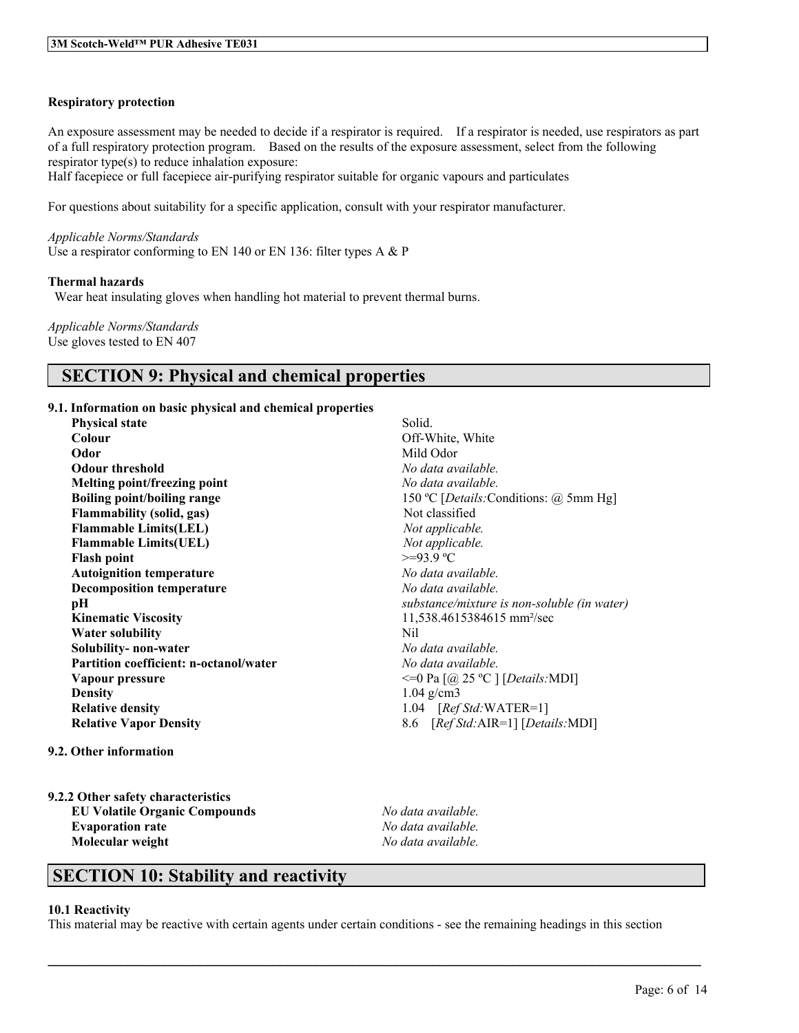**Respiratory protection**

An exposure assessment may be needed to decide if a respirator is required. If a respirator is needed, use respirators as part of a full respiratory protection program. Based on the results of the exposure assessment, select from the following respirator type(s) to reduce inhalation exposure:
Half facepiece or full facepiece air-purifying respirator suitable for organic vapours and particulates

For questions about suitability for a specific application, consult with your respirator manufacturer.

*Applicable Norms/Standards*
Use a respirator conforming to EN 140 or EN 136: filter types A & P

**Thermal hazards**
Wear heat insulating gloves when handling hot material to prevent thermal burns.

*Applicable Norms/Standards*
Use gloves tested to EN 407

## SECTION 9: Physical and chemical properties

**9.1. Information on basic physical and chemical properties**

| | |
|---|---|
| **Physical state** | Solid. |
| **Colour** | Off-White, White |
| **Odor** | Mild Odor |
| **Odour threshold** | *No data available.* |
| **Melting point/freezing point** | *No data available.* |
| **Boiling point/boiling range** | 150 ºC [*Details:*Conditions: @ 5mm Hg] |
| **Flammability (solid, gas)** | Not classified |
| **Flammable Limits(LEL)** | *Not applicable.* |
| **Flammable Limits(UEL)** | *Not applicable.* |
| **Flash point** | >=93.9 ºC |
| **Autoignition temperature** | *No data available.* |
| **Decomposition temperature** | *No data available.* |
| **pH** | *substance/mixture is non-soluble (in water)* |
| **Kinematic Viscosity** | 11,538.4615384615 mm²/sec |
| **Water solubility** | Nil |
| **Solubility- non-water** | *No data available.* |
| **Partition coefficient: n-octanol/water** | *No data available.* |
| **Vapour pressure** | <=0 Pa [@ 25 ºC ] [*Details:*MDI] |
| **Density** | 1.04 g/cm3 |
| **Relative density** | 1.04 [*Ref Std:*WATER=1] |
| **Relative Vapor Density** | 8.6 [*Ref Std:*AIR=1] [*Details:*MDI] |

**9.2. Other information**

**9.2.2 Other safety characteristics**

| | |
|---|---|
| **EU Volatile Organic Compounds** | *No data available.* |
| **Evaporation rate** | *No data available.* |
| **Molecular weight** | *No data available.* |

## SECTION 10: Stability and reactivity

**10.1 Reactivity**
This material may be reactive with certain agents under certain conditions - see the remaining headings in this section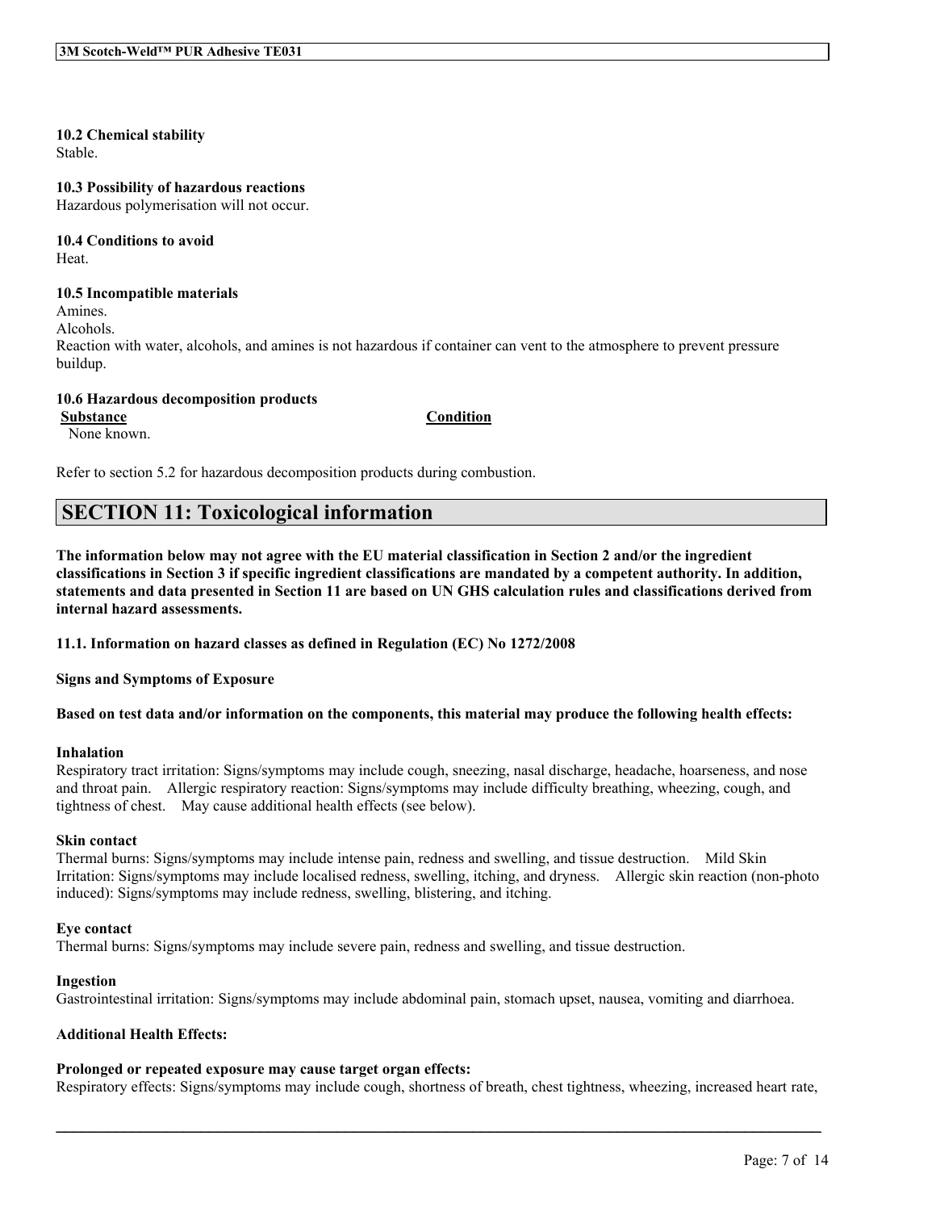**10.2 Chemical stability**

Stable.

**10.3 Possibility of hazardous reactions**

Hazardous polymerisation will not occur.

**10.4 Conditions to avoid**

Heat.

**10.5 Incompatible materials**

Amines.

Alcohols.

Reaction with water, alcohols, and amines is not hazardous if container can vent to the atmosphere to prevent pressure buildup.

**10.6 Hazardous decomposition products**

| Substance | Condition |
| --- | --- |
| None known. | |

Refer to section 5.2 for hazardous decomposition products during combustion.

## SECTION 11: Toxicological information

**The information below may not agree with the EU material classification in Section 2 and/or the ingredient classifications in Section 3 if specific ingredient classifications are mandated by a competent authority. In addition, statements and data presented in Section 11 are based on UN GHS calculation rules and classifications derived from internal hazard assessments.**

**11.1. Information on hazard classes as defined in Regulation (EC) No 1272/2008**

**Signs and Symptoms of Exposure**

**Based on test data and/or information on the components, this material may produce the following health effects:**

**Inhalation**

Respiratory tract irritation: Signs/symptoms may include cough, sneezing, nasal discharge, headache, hoarseness, and nose and throat pain. Allergic respiratory reaction: Signs/symptoms may include difficulty breathing, wheezing, cough, and tightness of chest. May cause additional health effects (see below).

**Skin contact**

Thermal burns: Signs/symptoms may include intense pain, redness and swelling, and tissue destruction. Mild Skin Irritation: Signs/symptoms may include localised redness, swelling, itching, and dryness. Allergic skin reaction (non-photo induced): Signs/symptoms may include redness, swelling, blistering, and itching.

**Eye contact**

Thermal burns: Signs/symptoms may include severe pain, redness and swelling, and tissue destruction.

**Ingestion**

Gastrointestinal irritation: Signs/symptoms may include abdominal pain, stomach upset, nausea, vomiting and diarrhoea.

**Additional Health Effects:**

**Prolonged or repeated exposure may cause target organ effects:**

Respiratory effects: Signs/symptoms may include cough, shortness of breath, chest tightness, wheezing, increased heart rate,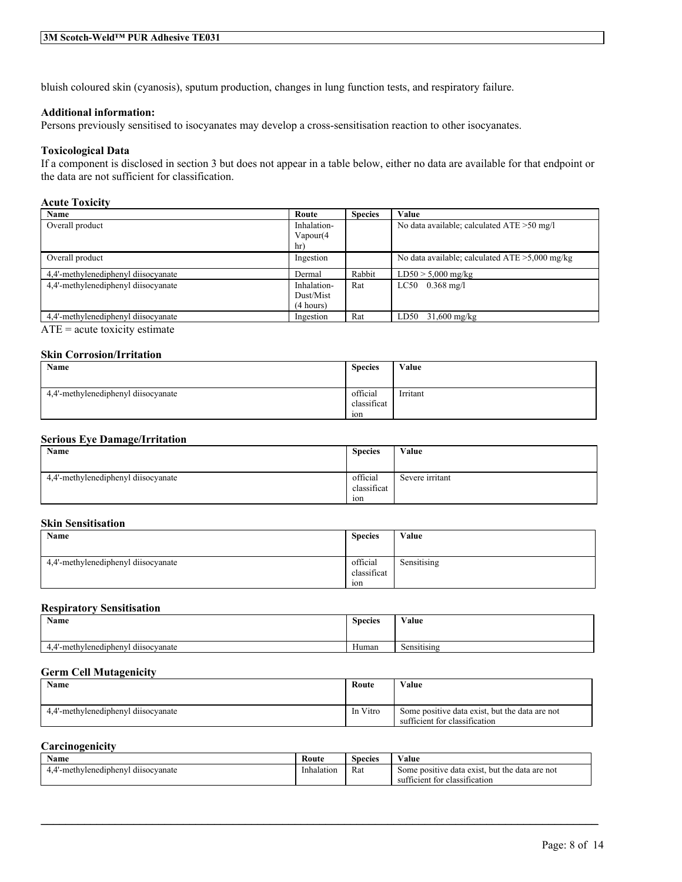bluish coloured skin (cyanosis), sputum production, changes in lung function tests, and respiratory failure.

**Additional information:**
Persons previously sensitised to isocyanates may develop a cross-sensitisation reaction to other isocyanates.

### Toxicological Data

If a component is disclosed in section 3 but does not appear in a table below, either no data are available for that endpoint or the data are not sufficient for classification.

#### Acute Toxicity

| Name | Route | Species | Value |
|---|---|---|---|
| Overall product | Inhalation-Vapour(4 hr) | | No data available; calculated ATE >50 mg/l |
| Overall product | Ingestion | | No data available; calculated ATE >5,000 mg/kg |
| 4,4'-methylenediphenyl diisocyanate | Dermal | Rabbit | LD50 > 5,000 mg/kg |
| 4,4'-methylenediphenyl diisocyanate | Inhalation-Dust/Mist (4 hours) | Rat | LC50 0.368 mg/l |
| 4,4'-methylenediphenyl diisocyanate | Ingestion | Rat | LD50 31,600 mg/kg |

ATE = acute toxicity estimate

#### Skin Corrosion/Irritation

| Name | Species | Value |
|---|---|---|
| 4,4'-methylenediphenyl diisocyanate | official classification | Irritant |

#### Serious Eye Damage/Irritation

| Name | Species | Value |
|---|---|---|
| 4,4'-methylenediphenyl diisocyanate | official classification | Severe irritant |

#### Skin Sensitisation

| Name | Species | Value |
|---|---|---|
| 4,4'-methylenediphenyl diisocyanate | official classification | Sensitising |

#### Respiratory Sensitisation

| Name | Species | Value |
|---|---|---|
| 4,4'-methylenediphenyl diisocyanate | Human | Sensitising |

#### Germ Cell Mutagenicity

| Name | Route | Value |
|---|---|---|
| 4,4'-methylenediphenyl diisocyanate | In Vitro | Some positive data exist, but the data are not sufficient for classification |

#### Carcinogenicity

| Name | Route | Species | Value |
|---|---|---|---|
| 4,4'-methylenediphenyl diisocyanate | Inhalation | Rat | Some positive data exist, but the data are not sufficient for classification |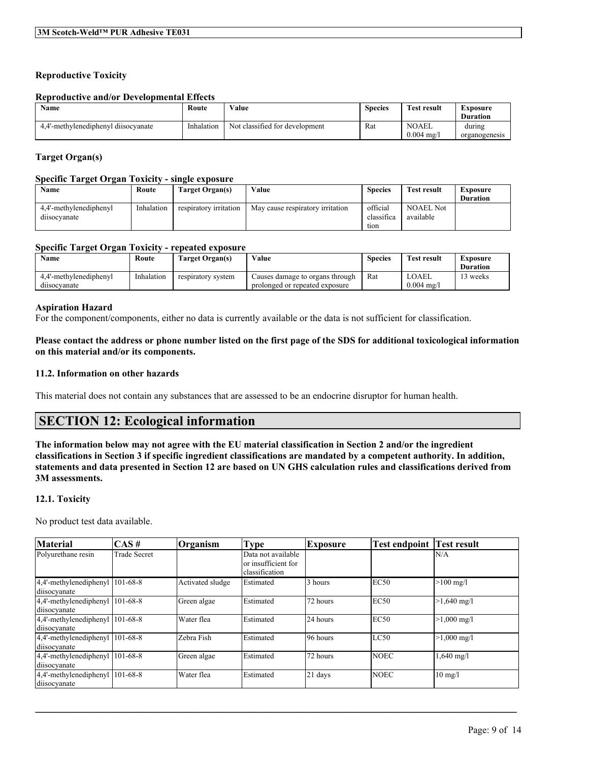### Reproductive Toxicity

#### Reproductive and/or Developmental Effects

| Name | Route | Value | Species | Test result | Exposure Duration |
|---|---|---|---|---|---|
| 4,4'-methylenediphenyl diisocyanate | Inhalation | Not classified for development | Rat | NOAEL 0.004 mg/l | during organogenesis |

### Target Organ(s)

#### Specific Target Organ Toxicity - single exposure

| Name | Route | Target Organ(s) | Value | Species | Test result | Exposure Duration |
|---|---|---|---|---|---|---|
| 4,4'-methylenediphenyl diisocyanate | Inhalation | respiratory irritation | May cause respiratory irritation | official classification | NOAEL Not available | |

#### Specific Target Organ Toxicity - repeated exposure

| Name | Route | Target Organ(s) | Value | Species | Test result | Exposure Duration |
|---|---|---|---|---|---|---|
| 4,4'-methylenediphenyl diisocyanate | Inhalation | respiratory system | Causes damage to organs through prolonged or repeated exposure | Rat | LOAEL 0.004 mg/l | 13 weeks |

### Aspiration Hazard

For the component/components, either no data is currently available or the data is not sufficient for classification.

**Please contact the address or phone number listed on the first page of the SDS for additional toxicological information on this material and/or its components.**

### 11.2. Information on other hazards

This material does not contain any substances that are assessed to be an endocrine disruptor for human health.

## SECTION 12: Ecological information

**The information below may not agree with the EU material classification in Section 2 and/or the ingredient classifications in Section 3 if specific ingredient classifications are mandated by a competent authority. In addition, statements and data presented in Section 12 are based on UN GHS calculation rules and classifications derived from 3M assessments.**

### 12.1. Toxicity

No product test data available.

| Material | CAS # | Organism | Type | Exposure | Test endpoint | Test result |
|---|---|---|---|---|---|---|
| Polyurethane resin | Trade Secret | | Data not available or insufficient for classification | | | N/A |
| 4,4'-methylenediphenyl diisocyanate | 101-68-8 | Activated sludge | Estimated | 3 hours | EC50 | >100 mg/l |
| 4,4'-methylenediphenyl diisocyanate | 101-68-8 | Green algae | Estimated | 72 hours | EC50 | >1,640 mg/l |
| 4,4'-methylenediphenyl diisocyanate | 101-68-8 | Water flea | Estimated | 24 hours | EC50 | >1,000 mg/l |
| 4,4'-methylenediphenyl diisocyanate | 101-68-8 | Zebra Fish | Estimated | 96 hours | LC50 | >1,000 mg/l |
| 4,4'-methylenediphenyl diisocyanate | 101-68-8 | Green algae | Estimated | 72 hours | NOEC | 1,640 mg/l |
| 4,4'-methylenediphenyl diisocyanate | 101-68-8 | Water flea | Estimated | 21 days | NOEC | 10 mg/l |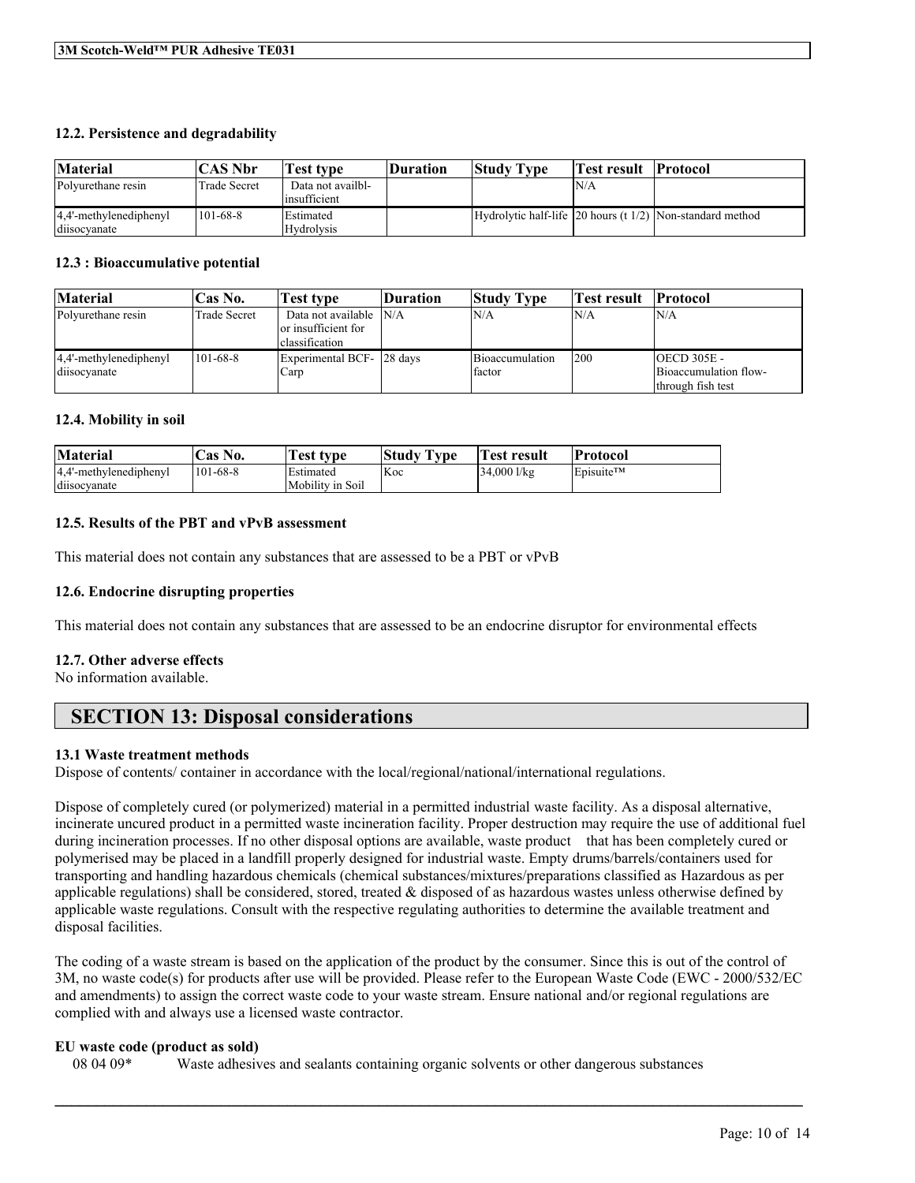### 12.2. Persistence and degradability

| Material | CAS Nbr | Test type | Duration | Study Type | Test result | Protocol |
|---|---|---|---|---|---|---|
| Polyurethane resin | Trade Secret | Data not availbl-insufficient | | | N/A | |
| 4,4'-methylenediphenyl diisocyanate | 101-68-8 | Estimated Hydrolysis | | Hydrolytic half-life | 20 hours (t 1/2) | Non-standard method |

### 12.3 : Bioaccumulative potential

| Material | Cas No. | Test type | Duration | Study Type | Test result | Protocol |
|---|---|---|---|---|---|---|
| Polyurethane resin | Trade Secret | Data not available or insufficient for classification | N/A | N/A | N/A | N/A |
| 4,4'-methylenediphenyl diisocyanate | 101-68-8 | Experimental BCF-Carp | 28 days | Bioaccumulation factor | 200 | OECD 305E - Bioaccumulation flow-through fish test |

### 12.4. Mobility in soil

| Material | Cas No. | Test type | Study Type | Test result | Protocol |
|---|---|---|---|---|---|
| 4,4'-methylenediphenyl diisocyanate | 101-68-8 | Estimated Mobility in Soil | Koc | 34,000 l/kg | Episuite™ |

### 12.5. Results of the PBT and vPvB assessment

This material does not contain any substances that are assessed to be a PBT or vPvB

### 12.6. Endocrine disrupting properties

This material does not contain any substances that are assessed to be an endocrine disruptor for environmental effects

### 12.7. Other adverse effects

No information available.

## SECTION 13: Disposal considerations

### 13.1 Waste treatment methods

Dispose of contents/ container in accordance with the local/regional/national/international regulations.

Dispose of completely cured (or polymerized) material in a permitted industrial waste facility. As a disposal alternative, incinerate uncured product in a permitted waste incineration facility. Proper destruction may require the use of additional fuel during incineration processes. If no other disposal options are available, waste product that has been completely cured or polymerised may be placed in a landfill properly designed for industrial waste. Empty drums/barrels/containers used for transporting and handling hazardous chemicals (chemical substances/mixtures/preparations classified as Hazardous as per applicable regulations) shall be considered, stored, treated & disposed of as hazardous wastes unless otherwise defined by applicable waste regulations. Consult with the respective regulating authorities to determine the available treatment and disposal facilities.

The coding of a waste stream is based on the application of the product by the consumer. Since this is out of the control of 3M, no waste code(s) for products after use will be provided. Please refer to the European Waste Code (EWC - 2000/532/EC and amendments) to assign the correct waste code to your waste stream. Ensure national and/or regional regulations are complied with and always use a licensed waste contractor.

**EU waste code (product as sold)**

08 04 09* Waste adhesives and sealants containing organic solvents or other dangerous substances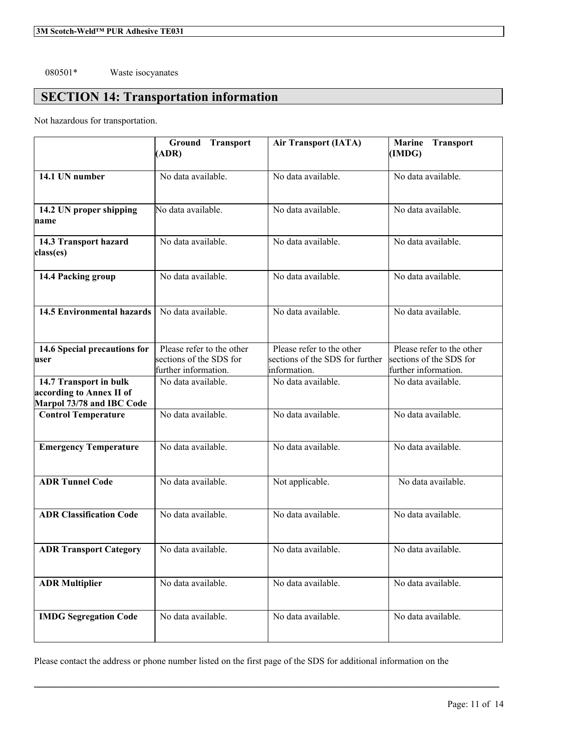080501* Waste isocyanates

# SECTION 14: Transportation information

Not hazardous for transportation.

| | Ground Transport (ADR) | Air Transport (IATA) | Marine Transport (IMDG) |
|---|---|---|---|
| **14.1 UN number** | No data available. | No data available. | No data available. |
| **14.2 UN proper shipping name** | No data available. | No data available. | No data available. |
| **14.3 Transport hazard class(es)** | No data available. | No data available. | No data available. |
| **14.4 Packing group** | No data available. | No data available. | No data available. |
| **14.5 Environmental hazards** | No data available. | No data available. | No data available. |
| **14.6 Special precautions for user** | Please refer to the other sections of the SDS for further information. | Please refer to the other sections of the SDS for further information. | Please refer to the other sections of the SDS for further information. |
| **14.7 Transport in bulk according to Annex II of Marpol 73/78 and IBC Code** | No data available. | No data available. | No data available. |
| **Control Temperature** | No data available. | No data available. | No data available. |
| **Emergency Temperature** | No data available. | No data available. | No data available. |
| **ADR Tunnel Code** | No data available. | Not applicable. | No data available. |
| **ADR Classification Code** | No data available. | No data available. | No data available. |
| **ADR Transport Category** | No data available. | No data available. | No data available. |
| **ADR Multiplier** | No data available. | No data available. | No data available. |
| **IMDG Segregation Code** | No data available. | No data available. | No data available. |

Please contact the address or phone number listed on the first page of the SDS for additional information on the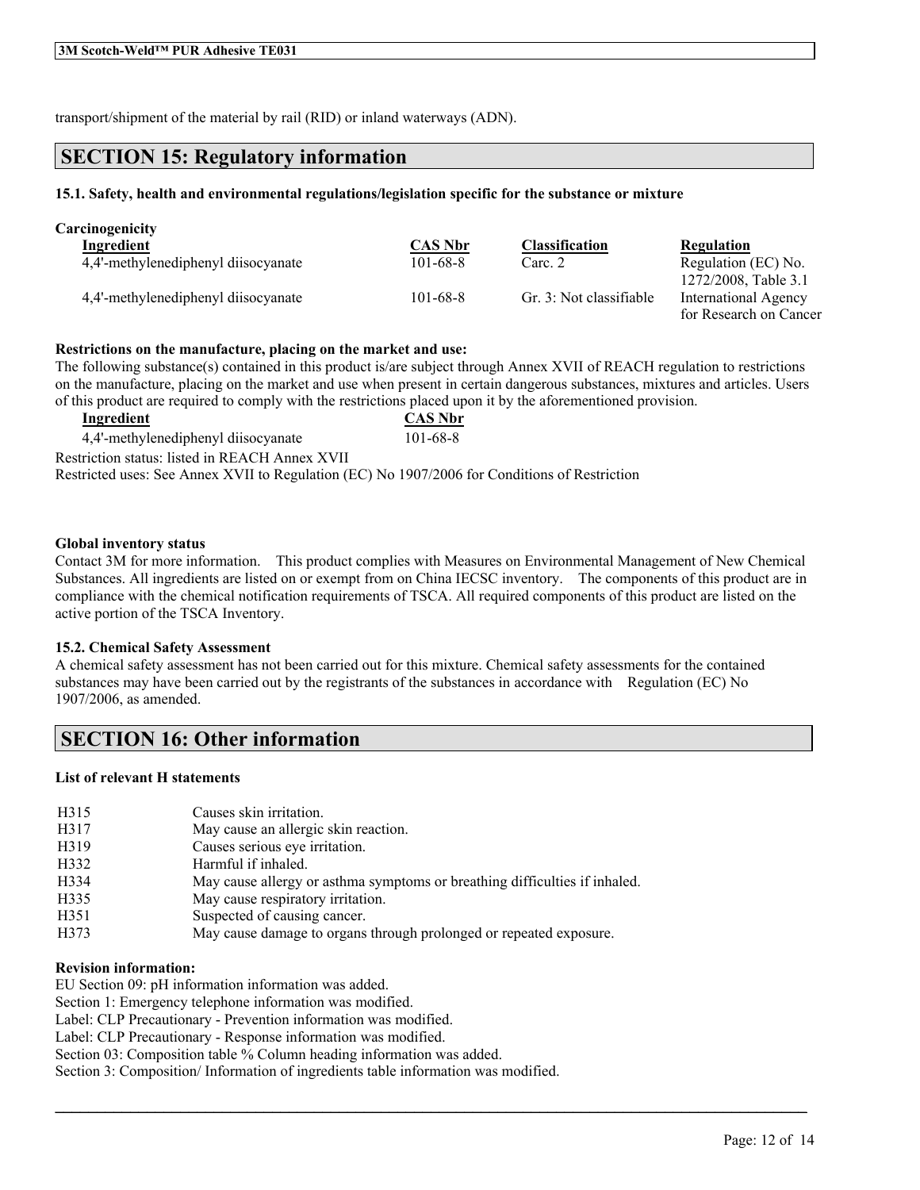transport/shipment of the material by rail (RID) or inland waterways (ADN).

## SECTION 15: Regulatory information

### 15.1. Safety, health and environmental regulations/legislation specific for the substance or mixture

**Carcinogenicity**

| Ingredient | CAS Nbr | Classification | Regulation |
|---|---|---|---|
| 4,4'-methylenediphenyl diisocyanate | 101-68-8 | Carc. 2 | Regulation (EC) No. 1272/2008, Table 3.1 |
| 4,4'-methylenediphenyl diisocyanate | 101-68-8 | Gr. 3: Not classifiable | International Agency for Research on Cancer |

**Restrictions on the manufacture, placing on the market and use:**

The following substance(s) contained in this product is/are subject through Annex XVII of REACH regulation to restrictions on the manufacture, placing on the market and use when present in certain dangerous substances, mixtures and articles. Users of this product are required to comply with the restrictions placed upon it by the aforementioned provision.

| Ingredient | CAS Nbr |
|---|---|
| 4,4'-methylenediphenyl diisocyanate | 101-68-8 |

Restriction status: listed in REACH Annex XVII

Restricted uses: See Annex XVII to Regulation (EC) No 1907/2006 for Conditions of Restriction

**Global inventory status**

Contact 3M for more information. This product complies with Measures on Environmental Management of New Chemical Substances. All ingredients are listed on or exempt from on China IECSC inventory. The components of this product are in compliance with the chemical notification requirements of TSCA. All required components of this product are listed on the active portion of the TSCA Inventory.

### 15.2. Chemical Safety Assessment

A chemical safety assessment has not been carried out for this mixture. Chemical safety assessments for the contained substances may have been carried out by the registrants of the substances in accordance with Regulation (EC) No 1907/2006, as amended.

## SECTION 16: Other information

**List of relevant H statements**

| | |
|---|---|
| H315 | Causes skin irritation. |
| H317 | May cause an allergic skin reaction. |
| H319 | Causes serious eye irritation. |
| H332 | Harmful if inhaled. |
| H334 | May cause allergy or asthma symptoms or breathing difficulties if inhaled. |
| H335 | May cause respiratory irritation. |
| H351 | Suspected of causing cancer. |
| H373 | May cause damage to organs through prolonged or repeated exposure. |

**Revision information:**

EU Section 09: pH information information was added.
Section 1: Emergency telephone information was modified.
Label: CLP Precautionary - Prevention information was modified.
Label: CLP Precautionary - Response information was modified.
Section 03: Composition table % Column heading information was added.
Section 3: Composition/ Information of ingredients table information was modified.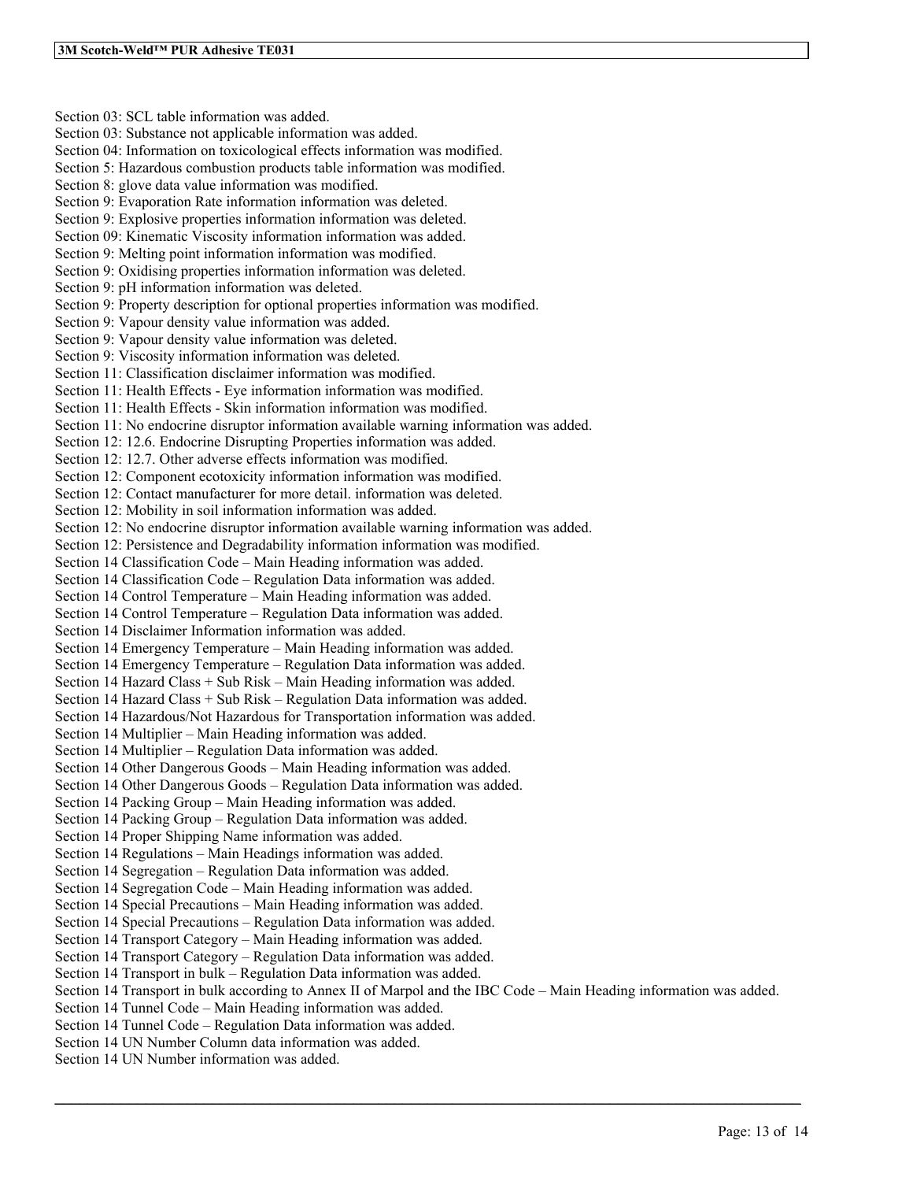Section 03: SCL table information was added.
Section 03: Substance not applicable information was added.
Section 04: Information on toxicological effects information was modified.
Section 5: Hazardous combustion products table information was modified.
Section 8: glove data value information was modified.
Section 9: Evaporation Rate information information was deleted.
Section 9: Explosive properties information information was deleted.
Section 09: Kinematic Viscosity information information was added.
Section 9: Melting point information information was modified.
Section 9: Oxidising properties information information was deleted.
Section 9: pH information information was deleted.
Section 9: Property description for optional properties information was modified.
Section 9: Vapour density value information was added.
Section 9: Vapour density value information was deleted.
Section 9: Viscosity information information was deleted.
Section 11: Classification disclaimer information was modified.
Section 11: Health Effects - Eye information information was modified.
Section 11: Health Effects - Skin information information was modified.
Section 11: No endocrine disruptor information available warning information was added.
Section 12: 12.6. Endocrine Disrupting Properties information was added.
Section 12: 12.7. Other adverse effects information was modified.
Section 12: Component ecotoxicity information information was modified.
Section 12: Contact manufacturer for more detail. information was deleted.
Section 12: Mobility in soil information information was added.
Section 12: No endocrine disruptor information available warning information was added.
Section 12: Persistence and Degradability information information was modified.
Section 14 Classification Code – Main Heading information was added.
Section 14 Classification Code – Regulation Data information was added.
Section 14 Control Temperature – Main Heading information was added.
Section 14 Control Temperature – Regulation Data information was added.
Section 14 Disclaimer Information information was added.
Section 14 Emergency Temperature – Main Heading information was added.
Section 14 Emergency Temperature – Regulation Data information was added.
Section 14 Hazard Class + Sub Risk – Main Heading information was added.
Section 14 Hazard Class + Sub Risk – Regulation Data information was added.
Section 14 Hazardous/Not Hazardous for Transportation information was added.
Section 14 Multiplier – Main Heading information was added.
Section 14 Multiplier – Regulation Data information was added.
Section 14 Other Dangerous Goods – Main Heading information was added.
Section 14 Other Dangerous Goods – Regulation Data information was added.
Section 14 Packing Group – Main Heading information was added.
Section 14 Packing Group – Regulation Data information was added.
Section 14 Proper Shipping Name information was added.
Section 14 Regulations – Main Headings information was added.
Section 14 Segregation – Regulation Data information was added.
Section 14 Segregation Code – Main Heading information was added.
Section 14 Special Precautions – Main Heading information was added.
Section 14 Special Precautions – Regulation Data information was added.
Section 14 Transport Category – Main Heading information was added.
Section 14 Transport Category – Regulation Data information was added.
Section 14 Transport in bulk – Regulation Data information was added.
Section 14 Transport in bulk according to Annex II of Marpol and the IBC Code – Main Heading information was added.
Section 14 Tunnel Code – Main Heading information was added.
Section 14 Tunnel Code – Regulation Data information was added.
Section 14 UN Number Column data information was added.
Section 14 UN Number information was added.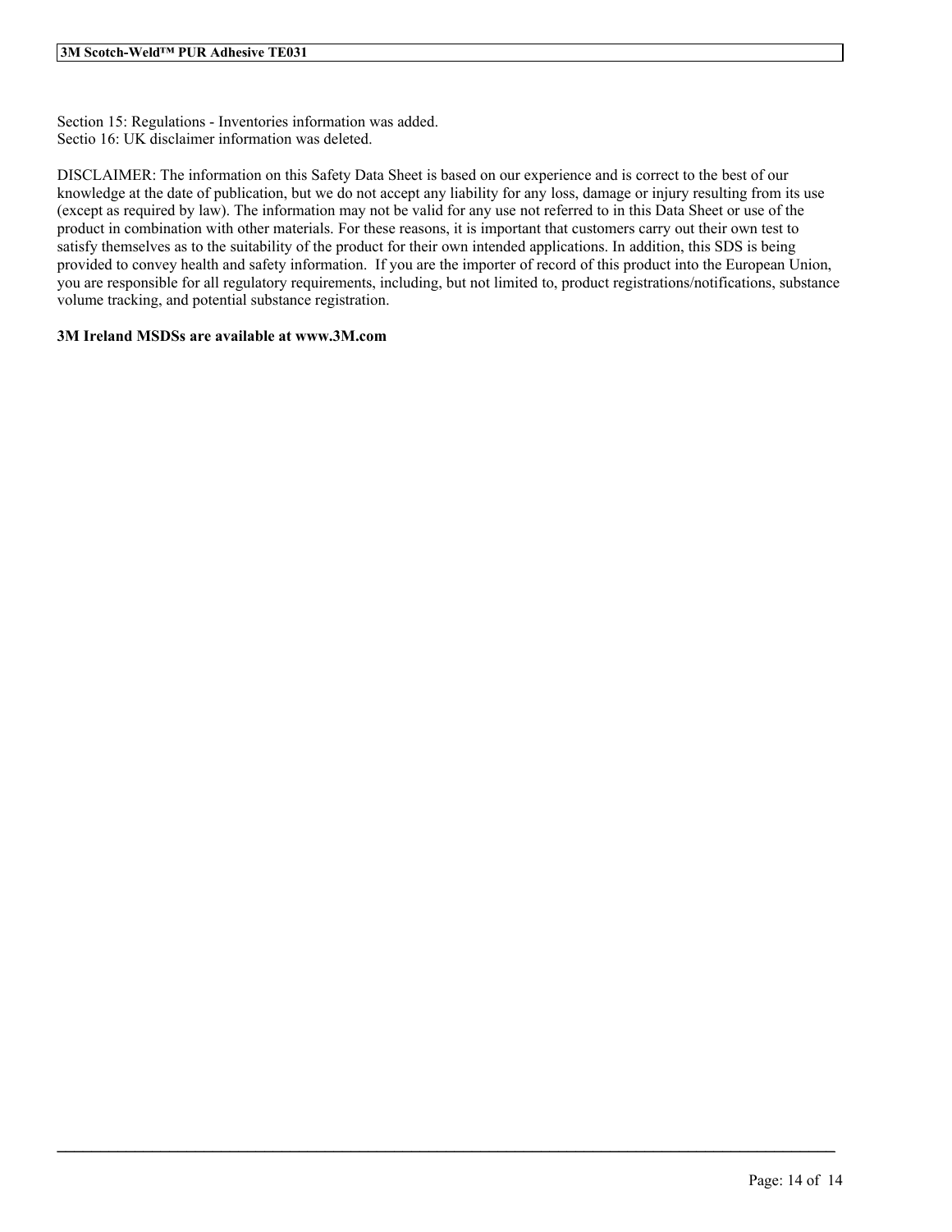Section 15: Regulations - Inventories information was added.
Sectio 16: UK disclaimer information was deleted.

DISCLAIMER: The information on this Safety Data Sheet is based on our experience and is correct to the best of our knowledge at the date of publication, but we do not accept any liability for any loss, damage or injury resulting from its use (except as required by law). The information may not be valid for any use not referred to in this Data Sheet or use of the product in combination with other materials. For these reasons, it is important that customers carry out their own test to satisfy themselves as to the suitability of the product for their own intended applications. In addition, this SDS is being provided to convey health and safety information. If you are the importer of record of this product into the European Union, you are responsible for all regulatory requirements, including, but not limited to, product registrations/notifications, substance volume tracking, and potential substance registration.

**3M Ireland MSDSs are available at www.3M.com**